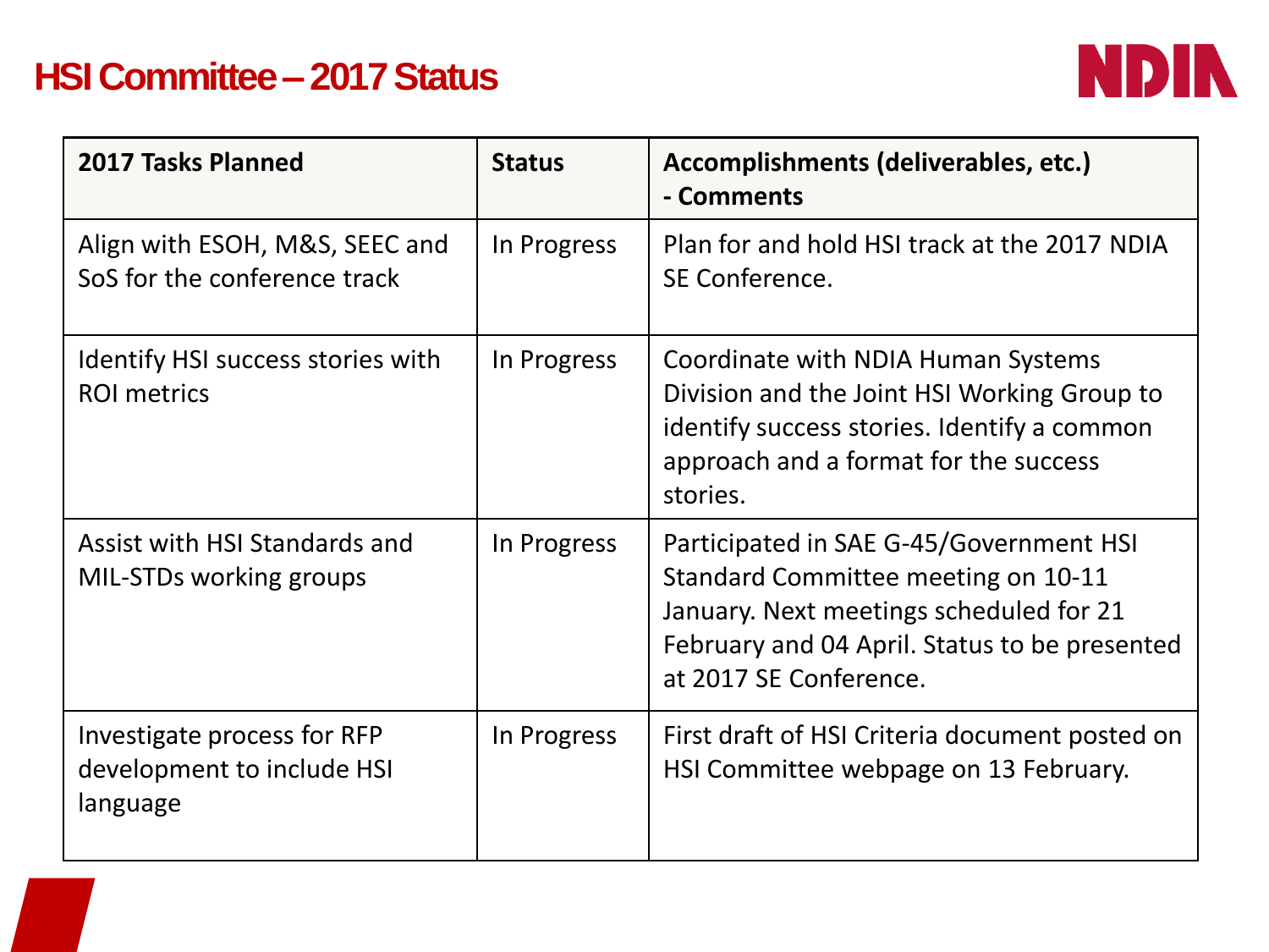# HSI Committee – 2017 Status

NDIA

| 2017 Tasks Planned | Status | Accomplishments (deliverables, etc.) - Comments |
|---|---|---|
| Align with ESOH, M&S, SEEC and SoS for the conference track | In Progress | Plan for and hold HSI track at the 2017 NDIA SE Conference. |
| Identify HSI success stories with ROI metrics | In Progress | Coordinate with NDIA Human Systems Division and the Joint HSI Working Group to identify success stories. Identify a common approach and a format for the success stories. |
| Assist with HSI Standards and MIL-STDs working groups | In Progress | Participated in SAE G-45/Government HSI Standard Committee meeting on 10-11 January. Next meetings scheduled for 21 February and 04 April. Status to be presented at 2017 SE Conference. |
| Investigate process for RFP development to include HSI language | In Progress | First draft of HSI Criteria document posted on HSI Committee webpage on 13 February. |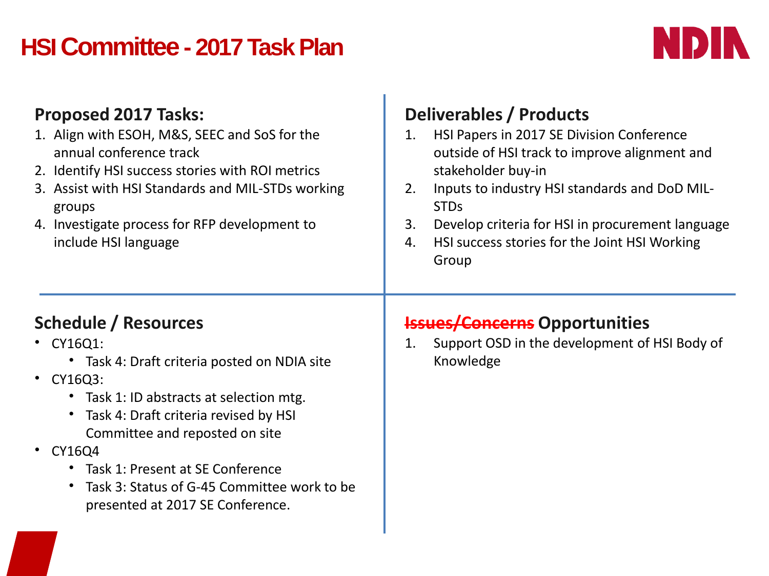# HSI Committee - 2017 Task Plan

NDIA

## Proposed 2017 Tasks:

1. Align with ESOH, M&S, SEEC and SoS for the annual conference track
2. Identify HSI success stories with ROI metrics
3. Assist with HSI Standards and MIL-STDs working groups
4. Investigate process for RFP development to include HSI language

## Deliverables / Products

1. HSI Papers in 2017 SE Division Conference outside of HSI track to improve alignment and stakeholder buy-in
2. Inputs to industry HSI standards and DoD MIL-STDs
3. Develop criteria for HSI in procurement language
4. HSI success stories for the Joint HSI Working Group

## Schedule / Resources

- CY16Q1:
  - Task 4: Draft criteria posted on NDIA site
- CY16Q3:
  - Task 1: ID abstracts at selection mtg.
  - Task 4: Draft criteria revised by HSI Committee and reposted on site
- CY16Q4
  - Task 1: Present at SE Conference
  - Task 3: Status of G-45 Committee work to be presented at 2017 SE Conference.

## ~~Issues/Concerns~~ Opportunities

1. Support OSD in the development of HSI Body of Knowledge